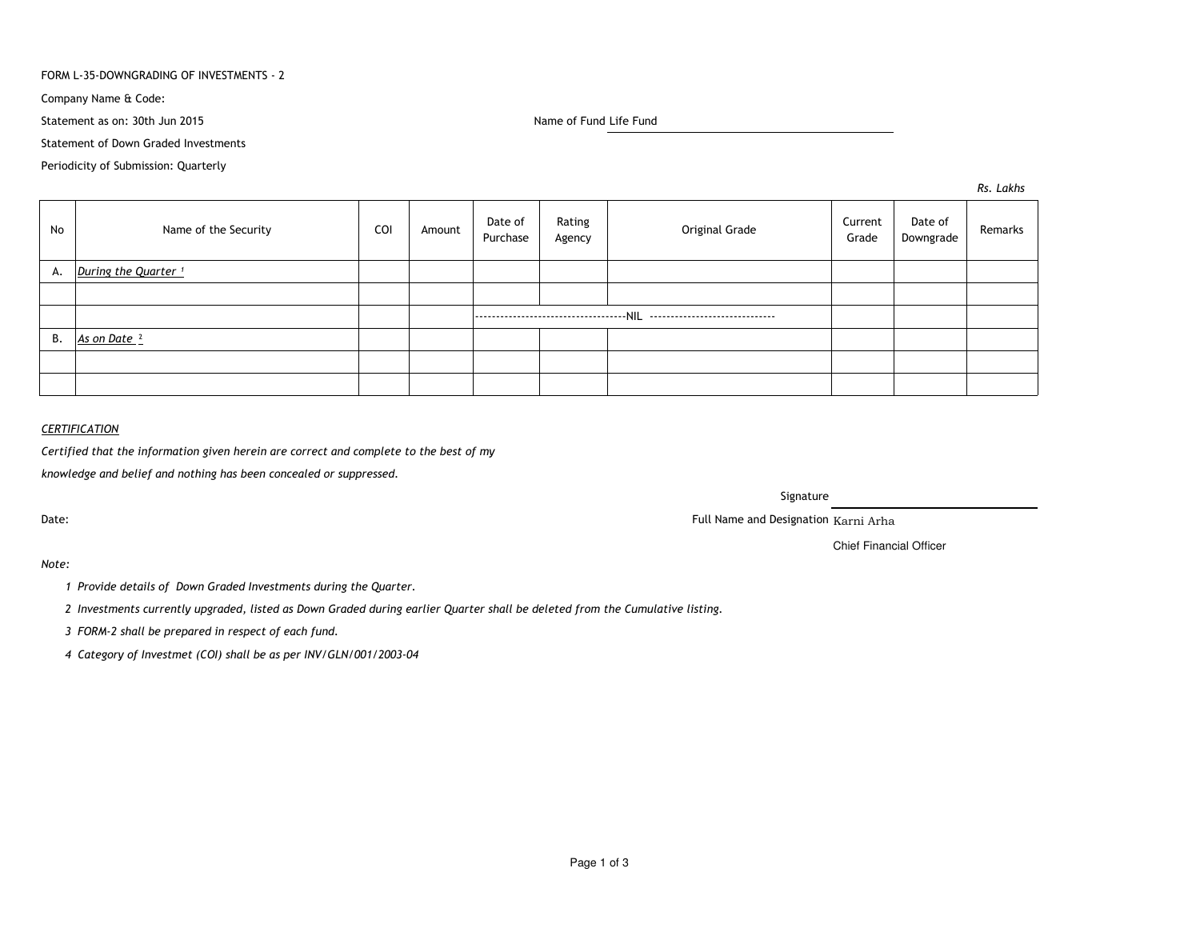FORM L-35-DOWNGRADING OF INVESTMENTS - 2

Company Name & Code:

Statement as on: 30th Jun 2015

Name of Fund Life Fund

Statement of Down Graded Investments

Periodicity of Submission: Quarterly

*Rs. Lakhs*

| No | Name of the Security | COI | Amount | Date of Purchase | Rating Agency | Original Grade | Current Grade | Date of Downgrade | Remarks |
|---|---|---|---|---|---|---|---|---|---|
| A. | *During the Quarter* [1] | | | | | | | | |
| | | | | | | | | | |
| | | | | ------------------------------------NIL ------------------------------ | | | | | |
| B. | *As on Date* [2] | | | | | | | | |
| | | | | | | | | | |
| | | | | | | | | | |

*CERTIFICATION*

*Certified that the information given herein are correct and complete to the best of my knowledge and belief and nothing has been concealed or suppressed.*

Signature

Date:

Full Name and Designation Karni Arha

Chief Financial Officer

*Note:*

1. *Provide details of Down Graded Investments during the Quarter.*
2. *Investments currently upgraded, listed as Down Graded during earlier Quarter shall be deleted from the Cumulative listing.*
3. *FORM-2 shall be prepared in respect of each fund.*
4. *Category of Investmet (COI) shall be as per INV/GLN/001/2003-04*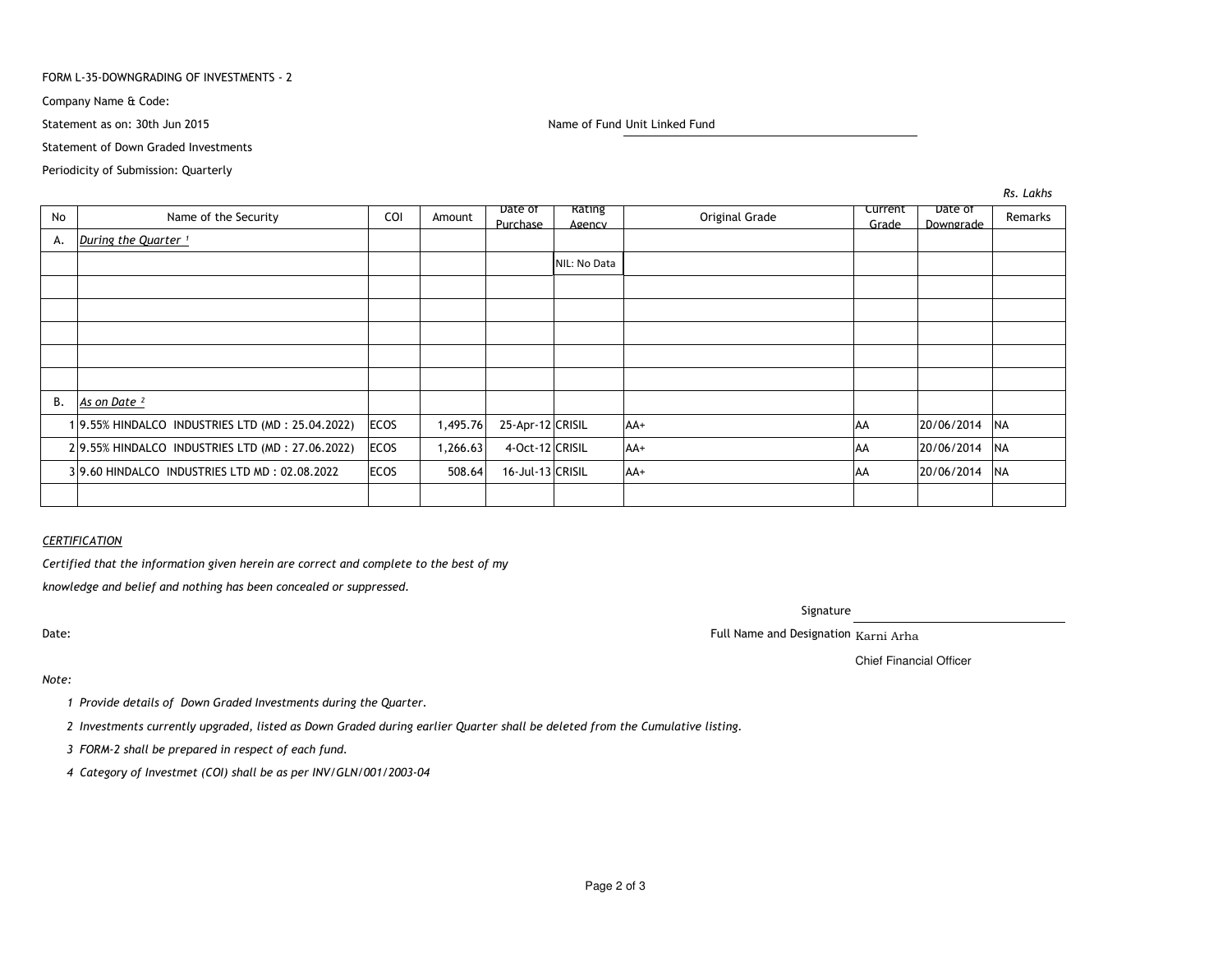FORM L-35-DOWNGRADING OF INVESTMENTS - 2

Company Name & Code:

Statement as on: 30th Jun 2015

Name of Fund Unit Linked Fund

Statement of Down Graded Investments

Periodicity of Submission: Quarterly

*Rs. Lakhs*

| No | Name of the Security | COI | Amount | Date of Purchase | Rating Agency | Original Grade | Current Grade | Date of Downgrade | Remarks |
|---|---|---|---|---|---|---|---|---|---|
| A. | *During the Quarter [1]* | | | | | | | | |
| | | | | | NIL: No Data | | | | |
| | | | | | | | | | |
| | | | | | | | | | |
| | | | | | | | | | |
| | | | | | | | | | |
| | | | | | | | | | |
| B. | *As on Date [2]* | | | | | | | | |
| 1 | 9.55% HINDALCO INDUSTRIES LTD (MD : 25.04.2022) | ECOS | 1,495.76 | 25-Apr-12 | CRISIL | AA+ | AA | 20/06/2014 | NA |
| 2 | 9.55% HINDALCO INDUSTRIES LTD (MD : 27.06.2022) | ECOS | 1,266.63 | 4-Oct-12 | CRISIL | AA+ | AA | 20/06/2014 | NA |
| 3 | 9.60 HINDALCO INDUSTRIES LTD MD : 02.08.2022 | ECOS | 508.64 | 16-Jul-13 | CRISIL | AA+ | AA | 20/06/2014 | NA |
| | | | | | | | | | |

*CERTIFICATION*

*Certified that the information given herein are correct and complete to the best of my knowledge and belief and nothing has been concealed or suppressed.*

Signature

Date:

Full Name and Designation Karni Arha

Chief Financial Officer

*Note:*

1. *Provide details of Down Graded Investments during the Quarter.*
2. *Investments currently upgraded, listed as Down Graded during earlier Quarter shall be deleted from the Cumulative listing.*
3. *FORM-2 shall be prepared in respect of each fund.*
4. *Category of Investmet (COI) shall be as per INV/GLN/001/2003-04*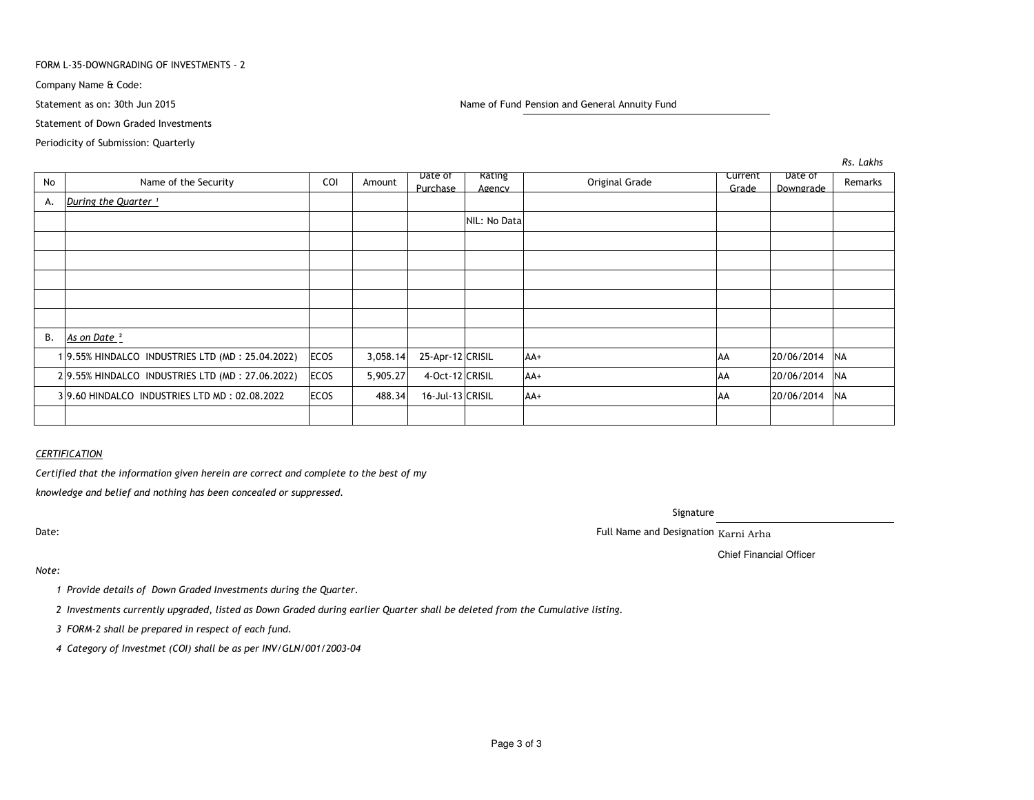FORM L-35-DOWNGRADING OF INVESTMENTS - 2

Company Name & Code:

Statement as on: 30th Jun 2015

Name of Fund Pension and General Annuity Fund

Statement of Down Graded Investments

Periodicity of Submission: Quarterly

*Rs. Lakhs*

| No | Name of the Security | COI | Amount | Date of Purchase | Rating Agency | Original Grade | Current Grade | Date of Downgrade | Remarks |
|---|---|---|---|---|---|---|---|---|---|
| A. | *During the Quarter* [1] | | | | | | | | |
| | | | | | NIL: No Data | | | | |
| | | | | | | | | | |
| | | | | | | | | | |
| | | | | | | | | | |
| | | | | | | | | | |
| | | | | | | | | | |
| B. | *As on Date* [2] | | | | | | | | |
| 1 | 9.55% HINDALCO INDUSTRIES LTD (MD : 25.04.2022) | ECOS | 3,058.14 | 25-Apr-12 | CRISIL | AA+ | AA | 20/06/2014 | NA |
| 2 | 9.55% HINDALCO INDUSTRIES LTD (MD : 27.06.2022) | ECOS | 5,905.27 | 4-Oct-12 | CRISIL | AA+ | AA | 20/06/2014 | NA |
| 3 | 9.60 HINDALCO INDUSTRIES LTD MD : 02.08.2022 | ECOS | 488.34 | 16-Jul-13 | CRISIL | AA+ | AA | 20/06/2014 | NA |
| | | | | | | | | | |

*CERTIFICATION*

*Certified that the information given herein are correct and complete to the best of my knowledge and belief and nothing has been concealed or suppressed.*

Signature

Date:

Full Name and Designation Karni Arha

Chief Financial Officer

*Note:*

1. *Provide details of Down Graded Investments during the Quarter.*
2. *Investments currently upgraded, listed as Down Graded during earlier Quarter shall be deleted from the Cumulative listing.*
3. *FORM-2 shall be prepared in respect of each fund.*
4. *Category of Investmet (COI) shall be as per INV/GLN/001/2003-04*